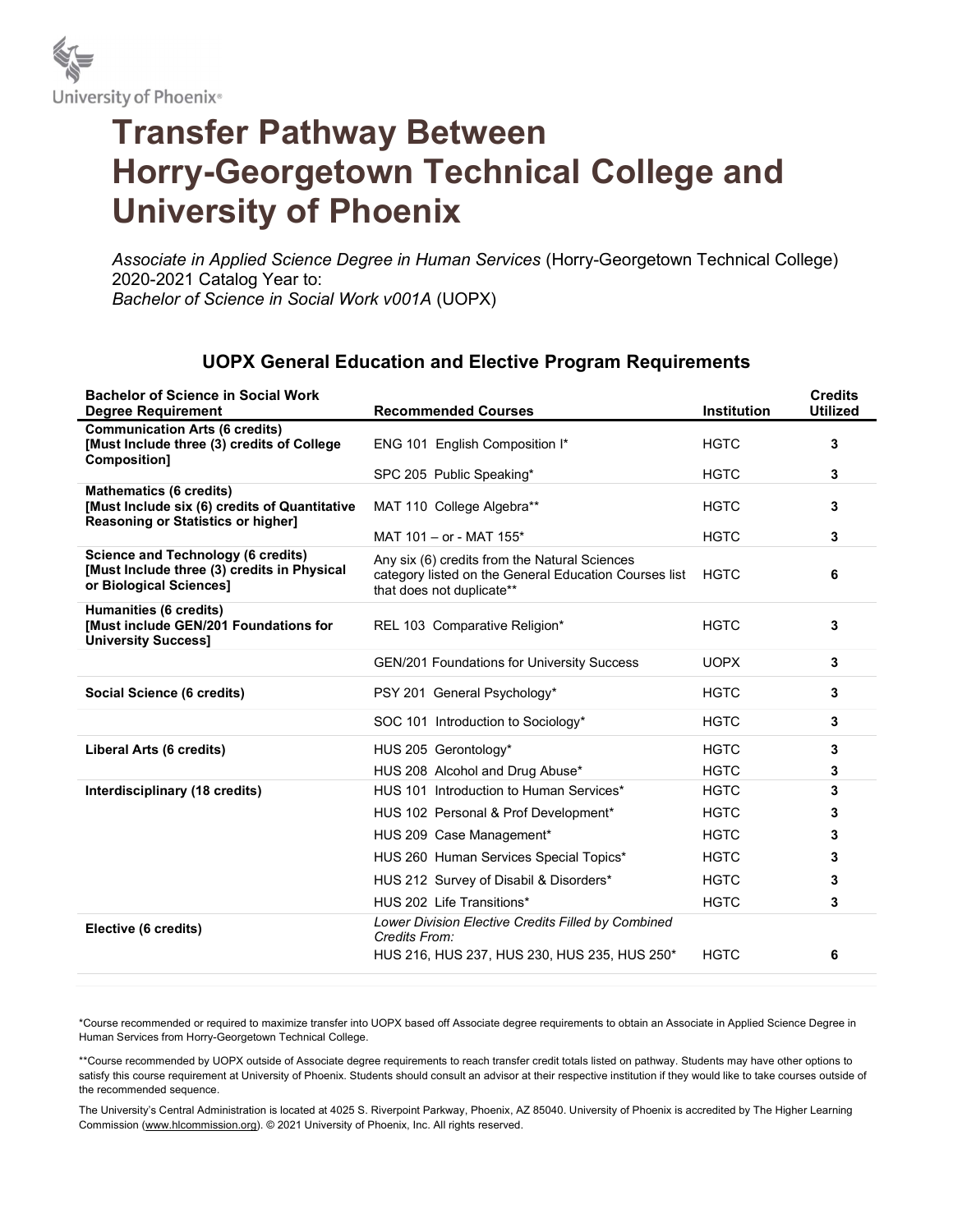University of Phoenix®

# Transfer Pathway Between Horry-Georgetown Technical College and University of Phoenix

*Associate in Applied Science Degree in Human Services* (Horry-Georgetown Technical College) 2020-2021 Catalog Year to:
*Bachelor of Science in Social Work v001A* (UOPX)

## UOPX General Education and Elective Program Requirements

| Bachelor of Science in Social Work Degree Requirement | Recommended Courses | Institution | Credits Utilized |
|---|---|---|---|
| **Communication Arts (6 credits) [Must Include three (3) credits of College Composition]** | ENG 101 English Composition I* | HGTC | **3** |
| | SPC 205 Public Speaking* | HGTC | **3** |
| **Mathematics (6 credits) [Must Include six (6) credits of Quantitative Reasoning or Statistics or higher]** | MAT 110 College Algebra** | HGTC | **3** |
| | MAT 101 – or - MAT 155* | HGTC | **3** |
| **Science and Technology (6 credits) [Must Include three (3) credits in Physical or Biological Sciences]** | Any six (6) credits from the Natural Sciences category listed on the General Education Courses list that does not duplicate** | HGTC | **6** |
| **Humanities (6 credits) [Must include GEN/201 Foundations for University Success]** | REL 103 Comparative Religion* | HGTC | **3** |
| | GEN/201 Foundations for University Success | UOPX | **3** |
| **Social Science (6 credits)** | PSY 201 General Psychology* | HGTC | **3** |
| | SOC 101 Introduction to Sociology* | HGTC | **3** |
| **Liberal Arts (6 credits)** | HUS 205 Gerontology* | HGTC | **3** |
| | HUS 208 Alcohol and Drug Abuse* | HGTC | **3** |
| **Interdisciplinary (18 credits)** | HUS 101 Introduction to Human Services* | HGTC | **3** |
| | HUS 102 Personal & Prof Development* | HGTC | **3** |
| | HUS 209 Case Management* | HGTC | **3** |
| | HUS 260 Human Services Special Topics* | HGTC | **3** |
| | HUS 212 Survey of Disabil & Disorders* | HGTC | **3** |
| | HUS 202 Life Transitions* | HGTC | **3** |
| **Elective (6 credits)** | *Lower Division Elective Credits Filled by Combined Credits From:* HUS 216, HUS 237, HUS 230, HUS 235, HUS 250* | HGTC | **6** |

*Course recommended or required to maximize transfer into UOPX based off Associate degree requirements to obtain an Associate in Applied Science Degree in Human Services from Horry-Georgetown Technical College.

**Course recommended by UOPX outside of Associate degree requirements to reach transfer credit totals listed on pathway. Students may have other options to satisfy this course requirement at University of Phoenix. Students should consult an advisor at their respective institution if they would like to take courses outside of the recommended sequence.

The University's Central Administration is located at 4025 S. Riverpoint Parkway, Phoenix, AZ 85040. University of Phoenix is accredited by The Higher Learning Commission (www.hlcommission.org). © 2021 University of Phoenix, Inc. All rights reserved.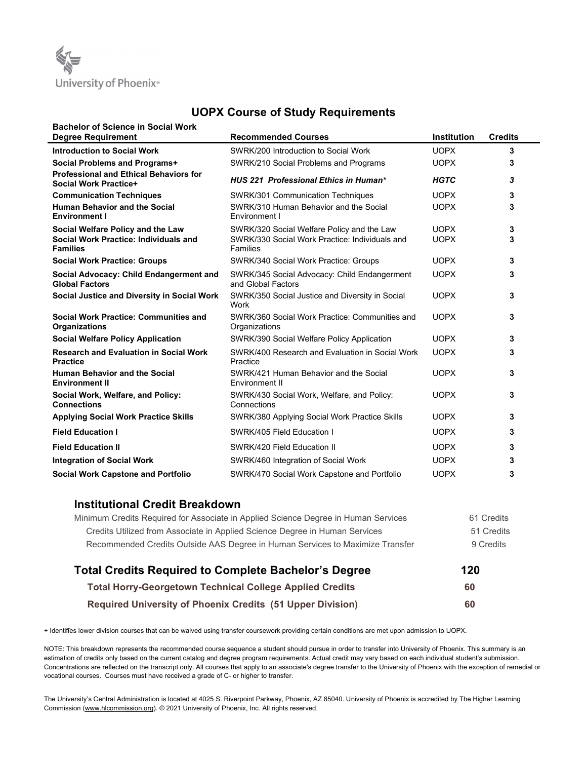University of Phoenix®

## UOPX Course of Study Requirements

| Bachelor of Science in Social Work Degree Requirement | Recommended Courses | Institution | Credits |
|---|---|---|---|
| **Introduction to Social Work** | SWRK/200 Introduction to Social Work | UOPX | 3 |
| **Social Problems and Programs+** | SWRK/210 Social Problems and Programs | UOPX | 3 |
| **Professional and Ethical Behaviors for Social Work Practice+** | ***HUS 221 Professional Ethics in Human**** | ***HGTC*** | ***3*** |
| **Communication Techniques** | SWRK/301 Communication Techniques | UOPX | 3 |
| **Human Behavior and the Social Environment I** | SWRK/310 Human Behavior and the Social Environment I | UOPX | 3 |
| **Social Welfare Policy and the Law** | SWRK/320 Social Welfare Policy and the Law | UOPX | 3 |
| **Social Work Practice: Individuals and Families** | SWRK/330 Social Work Practice: Individuals and Families | UOPX | 3 |
| **Social Work Practice: Groups** | SWRK/340 Social Work Practice: Groups | UOPX | 3 |
| **Social Advocacy: Child Endangerment and Global Factors** | SWRK/345 Social Advocacy: Child Endangerment and Global Factors | UOPX | 3 |
| **Social Justice and Diversity in Social Work** | SWRK/350 Social Justice and Diversity in Social Work | UOPX | 3 |
| **Social Work Practice: Communities and Organizations** | SWRK/360 Social Work Practice: Communities and Organizations | UOPX | 3 |
| **Social Welfare Policy Application** | SWRK/390 Social Welfare Policy Application | UOPX | 3 |
| **Research and Evaluation in Social Work Practice** | SWRK/400 Research and Evaluation in Social Work Practice | UOPX | 3 |
| **Human Behavior and the Social Environment II** | SWRK/421 Human Behavior and the Social Environment II | UOPX | 3 |
| **Social Work, Welfare, and Policy: Connections** | SWRK/430 Social Work, Welfare, and Policy: Connections | UOPX | 3 |
| **Applying Social Work Practice Skills** | SWRK/380 Applying Social Work Practice Skills | UOPX | 3 |
| **Field Education I** | SWRK/405 Field Education I | UOPX | 3 |
| **Field Education II** | SWRK/420 Field Education II | UOPX | 3 |
| **Integration of Social Work** | SWRK/460 Integration of Social Work | UOPX | 3 |
| **Social Work Capstone and Portfolio** | SWRK/470 Social Work Capstone and Portfolio | UOPX | 3 |

### Institutional Credit Breakdown

| | |
|---|---|
| Minimum Credits Required for Associate in Applied Science Degree in Human Services | 61 Credits |
| Credits Utilized from Associate in Applied Science Degree in Human Services | 51 Credits |
| Recommended Credits Outside AAS Degree in Human Services to Maximize Transfer | 9 Credits |

| | |
|---|---|
| **Total Credits Required to Complete Bachelor's Degree** | **120** |
| **Total Horry-Georgetown Technical College Applied Credits** | **60** |
| **Required University of Phoenix Credits (51 Upper Division)** | **60** |

+ Identifies lower division courses that can be waived using transfer coursework providing certain conditions are met upon admission to UOPX.

NOTE: This breakdown represents the recommended course sequence a student should pursue in order to transfer into University of Phoenix. This summary is an estimation of credits only based on the current catalog and degree program requirements. Actual credit may vary based on each individual student's submission. Concentrations are reflected on the transcript only. All courses that apply to an associate's degree transfer to the University of Phoenix with the exception of remedial or vocational courses. Courses must have received a grade of C- or higher to transfer.

The University's Central Administration is located at 4025 S. Riverpoint Parkway, Phoenix, AZ 85040. University of Phoenix is accredited by The Higher Learning Commission (www.hlcommission.org). © 2021 University of Phoenix, Inc. All rights reserved.